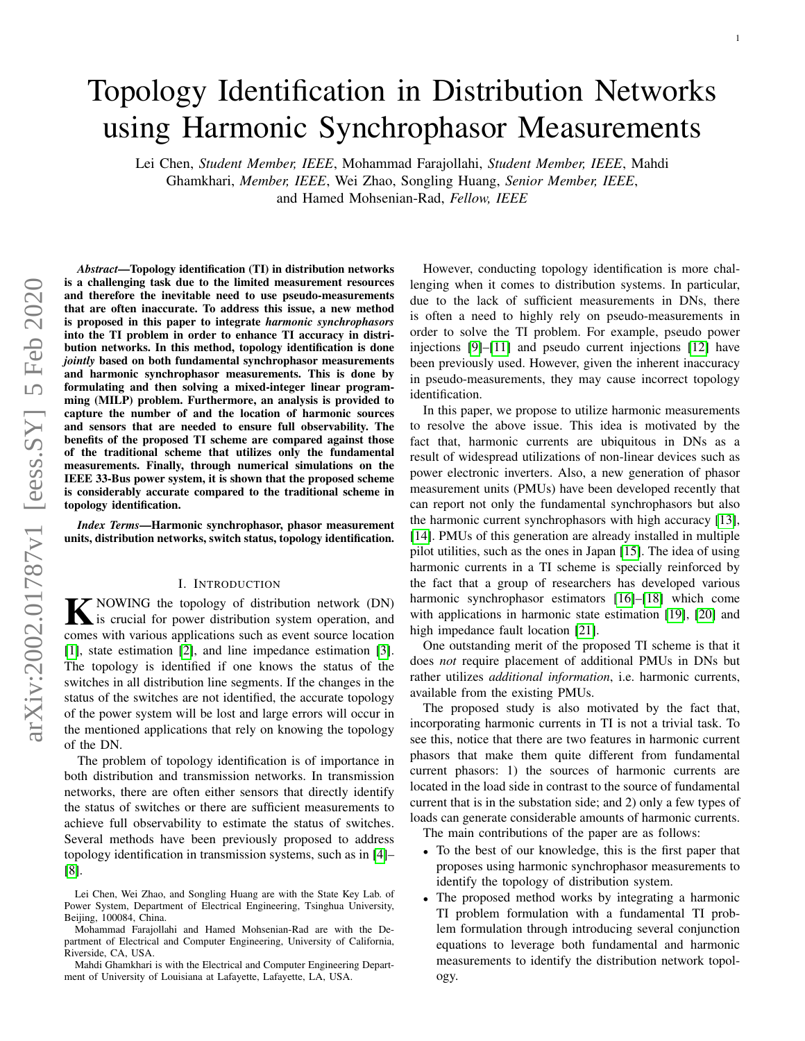# Topology Identification in Distribution Networks using Harmonic Synchrophasor Measurements

Lei Chen, *Student Member, IEEE*, Mohammad Farajollahi, *Student Member, IEEE*, Mahdi Ghamkhari, *Member, IEEE*, Wei Zhao, Songling Huang, *Senior Member, IEEE*, and Hamed Mohsenian-Rad, *Fellow, IEEE*

***Abstract*—Topology identification (TI) in distribution networks is a challenging task due to the limited measurement resources and therefore the inevitable need to use pseudo-measurements that are often inaccurate. To address this issue, a new method is proposed in this paper to integrate *harmonic synchrophasors* into the TI problem in order to enhance TI accuracy in distribution networks. In this method, topology identification is done *jointly* based on both fundamental synchrophasor measurements and harmonic synchrophasor measurements. This is done by formulating and then solving a mixed-integer linear programming (MILP) problem. Furthermore, an analysis is provided to capture the number of and the location of harmonic sources and sensors that are needed to ensure full observability. The benefits of the proposed TI scheme are compared against those of the traditional scheme that utilizes only the fundamental measurements. Finally, through numerical simulations on the IEEE 33-Bus power system, it is shown that the proposed scheme is considerably accurate compared to the traditional scheme in topology identification.**

***Index Terms*—Harmonic synchrophasor, phasor measurement units, distribution networks, switch status, topology identification.**

## I. Introduction

Knowing the topology of distribution network (DN) is crucial for power distribution system operation, and comes with various applications such as event source location [1], state estimation [2], and line impedance estimation [3]. The topology is identified if one knows the status of the switches in all distribution line segments. If the changes in the status of the switches are not identified, the accurate topology of the power system will be lost and large errors will occur in the mentioned applications that rely on knowing the topology of the DN.

The problem of topology identification is of importance in both distribution and transmission networks. In transmission networks, there are often either sensors that directly identify the status of switches or there are sufficient measurements to achieve full observability to estimate the status of switches. Several methods have been previously proposed to address topology identification in transmission systems, such as in [4]–[8].

However, conducting topology identification is more challenging when it comes to distribution systems. In particular, due to the lack of sufficient measurements in DNs, there is often a need to highly rely on pseudo-measurements in order to solve the TI problem. For example, pseudo power injections [9]–[11] and pseudo current injections [12] have been previously used. However, given the inherent inaccuracy in pseudo-measurements, they may cause incorrect topology identification.

In this paper, we propose to utilize harmonic measurements to resolve the above issue. This idea is motivated by the fact that, harmonic currents are ubiquitous in DNs as a result of widespread utilizations of non-linear devices such as power electronic inverters. Also, a new generation of phasor measurement units (PMUs) have been developed recently that can report not only the fundamental synchrophasors but also the harmonic current synchrophasors with high accuracy [13], [14]. PMUs of this generation are already installed in multiple pilot utilities, such as the ones in Japan [15]. The idea of using harmonic currents in a TI scheme is specially reinforced by the fact that a group of researchers has developed various harmonic synchrophasor estimators [16]–[18] which come with applications in harmonic state estimation [19], [20] and high impedance fault location [21].

One outstanding merit of the proposed TI scheme is that it does *not* require placement of additional PMUs in DNs but rather utilizes *additional information*, i.e. harmonic currents, available from the existing PMUs.

The proposed study is also motivated by the fact that, incorporating harmonic currents in TI is not a trivial task. To see this, notice that there are two features in harmonic current phasors that make them quite different from fundamental current phasors: 1) the sources of harmonic currents are located in the load side in contrast to the source of fundamental current that is in the substation side; and 2) only a few types of loads can generate considerable amounts of harmonic currents.

The main contributions of the paper are as follows:

- To the best of our knowledge, this is the first paper that proposes using harmonic synchrophasor measurements to identify the topology of distribution system.
- The proposed method works by integrating a harmonic TI problem formulation with a fundamental TI problem formulation through introducing several conjunction equations to leverage both fundamental and harmonic measurements to identify the distribution network topology.

Lei Chen, Wei Zhao, and Songling Huang are with the State Key Lab. of Power System, Department of Electrical Engineering, Tsinghua University, Beijing, 100084, China.

Mohammad Farajollahi and Hamed Mohsenian-Rad are with the Department of Electrical and Computer Engineering, University of California, Riverside, CA, USA.

Mahdi Ghamkhari is with the Electrical and Computer Engineering Department of University of Louisiana at Lafayette, Lafayette, LA, USA.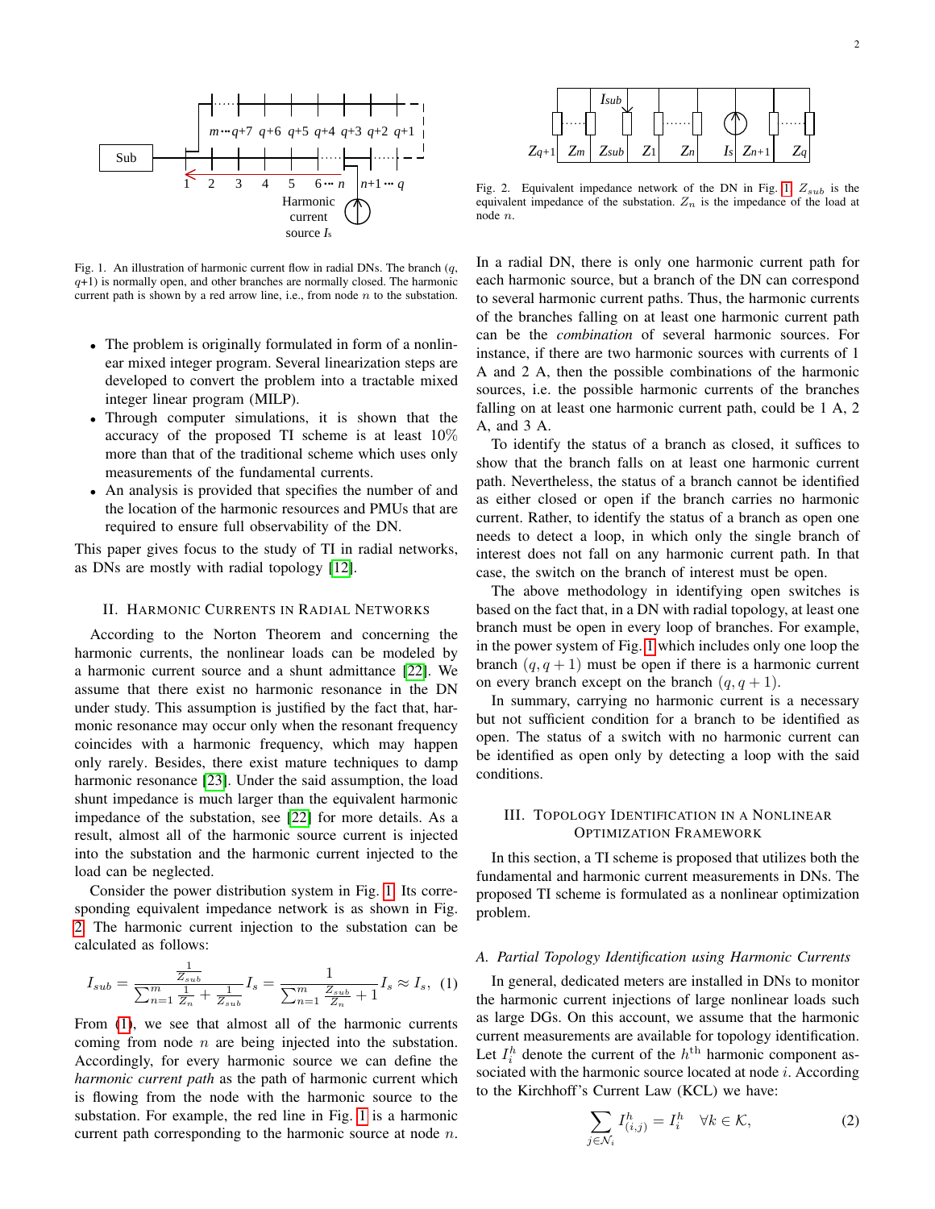Fig. 1. An illustration of harmonic current flow in radial DNs. The branch ($q$, $q$+1) is normally open, and other branches are normally closed. The harmonic current path is shown by a red arrow line, i.e., from node $n$ to the substation.

- The problem is originally formulated in form of a nonlinear mixed integer program. Several linearization steps are developed to convert the problem into a tractable mixed integer linear program (MILP).
- Through computer simulations, it is shown that the accuracy of the proposed TI scheme is at least 10% more than that of the traditional scheme which uses only measurements of the fundamental currents.
- An analysis is provided that specifies the number of and the location of the harmonic resources and PMUs that are required to ensure full observability of the DN.

This paper gives focus to the study of TI in radial networks, as DNs are mostly with radial topology [12].

## II. Harmonic Currents in Radial Networks

According to the Norton Theorem and concerning the harmonic currents, the nonlinear loads can be modeled by a harmonic current source and a shunt admittance [22]. We assume that there exist no harmonic resonance in the DN under study. This assumption is justified by the fact that, harmonic resonance may occur only when the resonant frequency coincides with a harmonic frequency, which may happen only rarely. Besides, there exist mature techniques to damp harmonic resonance [23]. Under the said assumption, the load shunt impedance is much larger than the equivalent harmonic impedance of the substation, see [22] for more details. As a result, almost all of the harmonic source current is injected into the substation and the harmonic current injected to the load can be neglected.

Consider the power distribution system in Fig. 1. Its corresponding equivalent impedance network is as shown in Fig. 2. The harmonic current injection to the substation can be calculated as follows:

$$I_{sub} = \frac{\frac{1}{Z_{sub}}}{\sum_{n=1}^{m}\frac{1}{Z_n}+\frac{1}{Z_{sub}}}I_s = \frac{1}{\sum_{n=1}^{m}\frac{Z_{sub}}{Z_n}+1}I_s \approx I_s, \quad (1)$$

From (1), we see that almost all of the harmonic currents coming from node $n$ are being injected into the substation. Accordingly, for every harmonic source we can define the *harmonic current path* as the path of harmonic current which is flowing from the node with the harmonic source to the substation. For example, the red line in Fig. 1 is a harmonic current path corresponding to the harmonic source at node $n$.

Fig. 2. Equivalent impedance network of the DN in Fig. 1. $Z_{sub}$ is the equivalent impedance of the substation. $Z_n$ is the impedance of the load at node $n$.

In a radial DN, there is only one harmonic current path for each harmonic source, but a branch of the DN can correspond to several harmonic current paths. Thus, the harmonic currents of the branches falling on at least one harmonic current path can be the *combination* of several harmonic sources. For instance, if there are two harmonic sources with currents of 1 A and 2 A, then the possible combinations of the harmonic sources, i.e. the possible harmonic currents of the branches falling on at least one harmonic current path, could be 1 A, 2 A, and 3 A.

To identify the status of a branch as closed, it suffices to show that the branch falls on at least one harmonic current path. Nevertheless, the status of a branch cannot be identified as either closed or open if the branch carries no harmonic current. Rather, to identify the status of a branch as open one needs to detect a loop, in which only the single branch of interest does not fall on any harmonic current path. In that case, the switch on the branch of interest must be open.

The above methodology in identifying open switches is based on the fact that, in a DN with radial topology, at least one branch must be open in every loop of branches. For example, in the power system of Fig. 1 which includes only one loop the branch $(q, q+1)$ must be open if there is a harmonic current on every branch except on the branch $(q, q+1)$.

In summary, carrying no harmonic current is a necessary but not sufficient condition for a branch to be identified as open. The status of a switch with no harmonic current can be identified as open only by detecting a loop with the said conditions.

## III. Topology Identification in a Nonlinear Optimization Framework

In this section, a TI scheme is proposed that utilizes both the fundamental and harmonic current measurements in DNs. The proposed TI scheme is formulated as a nonlinear optimization problem.

### A. Partial Topology Identification using Harmonic Currents

In general, dedicated meters are installed in DNs to monitor the harmonic current injections of large nonlinear loads such as large DGs. On this account, we assume that the harmonic current measurements are available for topology identification. Let $I_i^h$ denote the current of the $h^{\text{th}}$ harmonic component associated with the harmonic source located at node $i$. According to the Kirchhoff's Current Law (KCL) we have:

$$\sum_{j\in\mathcal{N}_i} I_{(i,j)}^h = I_i^h \quad \forall k \in \mathcal{K}, \quad (2)$$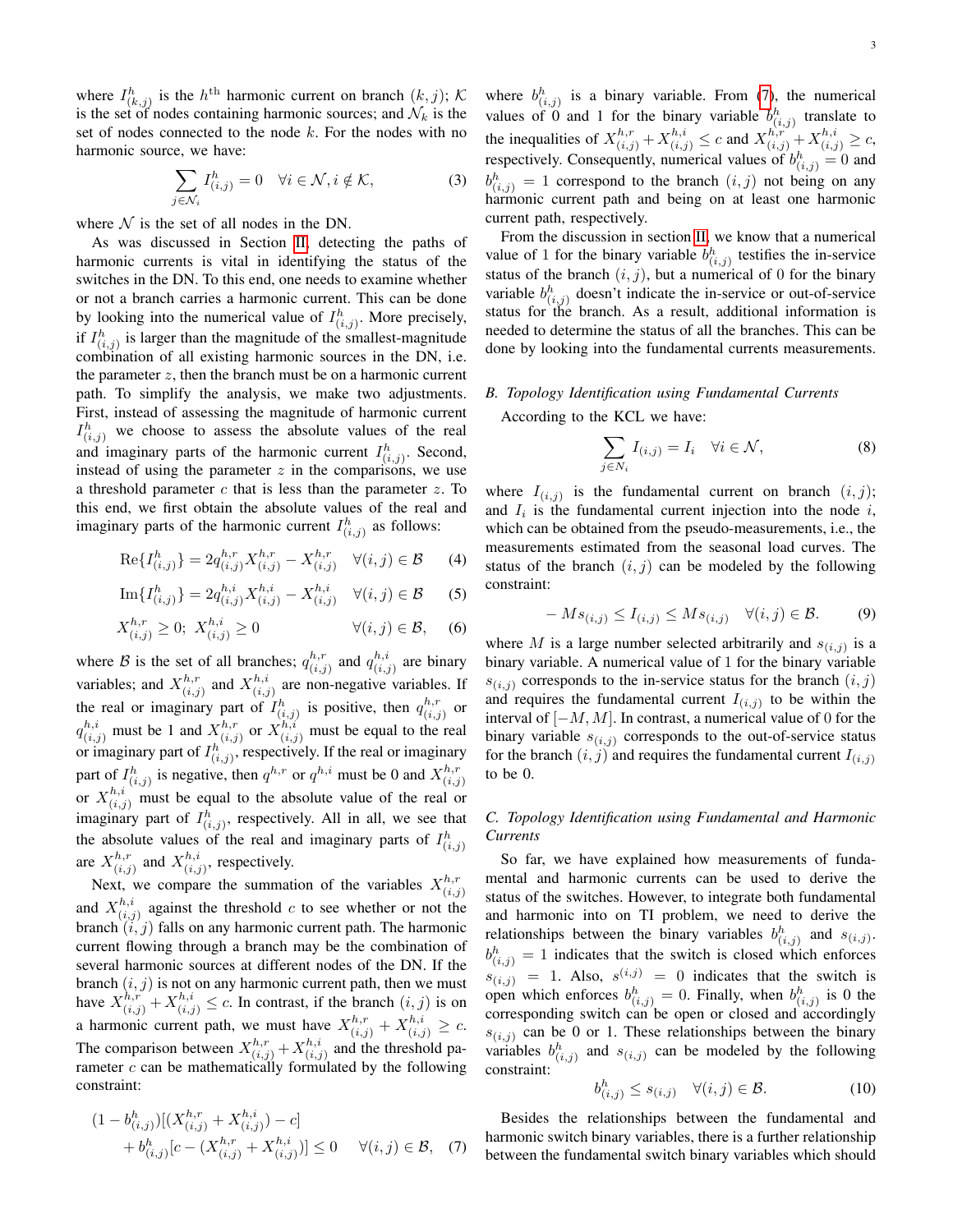where $I^h_{(k,j)}$ is the $h^{\text{th}}$ harmonic current on branch $(k,j)$; $\mathcal{K}$ is the set of nodes containing harmonic sources; and $\mathcal{N}_k$ is the set of nodes connected to the node $k$. For the nodes with no harmonic source, we have:

$$\sum_{j \in \mathcal{N}_i} I^h_{(i,j)} = 0 \quad \forall i \in \mathcal{N}, i \notin \mathcal{K}, \tag{3}$$

where $\mathcal{N}$ is the set of all nodes in the DN.

As was discussed in Section II, detecting the paths of harmonic currents is vital in identifying the status of the switches in the DN. To this end, one needs to examine whether or not a branch carries a harmonic current. This can be done by looking into the numerical value of $I^h_{(i,j)}$. More precisely, if $I^h_{(i,j)}$ is larger than the magnitude of the smallest-magnitude combination of all existing harmonic sources in the DN, i.e. the parameter $z$, then the branch must be on a harmonic current path. To simplify the analysis, we make two adjustments. First, instead of assessing the magnitude of harmonic current $I^h_{(i,j)}$ we choose to assess the absolute values of the real and imaginary parts of the harmonic current $I^h_{(i,j)}$. Second, instead of using the parameter $z$ in the comparisons, we use a threshold parameter $c$ that is less than the parameter $z$. To this end, we first obtain the absolute values of the real and imaginary parts of the harmonic current $I^h_{(i,j)}$ as follows:

$$\text{Re}\{I^h_{(i,j)}\} = 2q^{h,r}_{(i,j)} X^{h,r}_{(i,j)} - X^{h,r}_{(i,j)} \quad \forall (i,j) \in \mathcal{B} \tag{4}$$

$$\text{Im}\{I^h_{(i,j)}\} = 2q^{h,i}_{(i,j)} X^{h,i}_{(i,j)} - X^{h,i}_{(i,j)} \quad \forall (i,j) \in \mathcal{B} \tag{5}$$

$$X^{h,r}_{(i,j)} \geq 0; \; X^{h,i}_{(i,j)} \geq 0 \quad \forall (i,j) \in \mathcal{B}, \tag{6}$$

where $\mathcal{B}$ is the set of all branches; $q^{h,r}_{(i,j)}$ and $q^{h,i}_{(i,j)}$ are binary variables; and $X^{h,r}_{(i,j)}$ and $X^{h,i}_{(i,j)}$ are non-negative variables. If the real or imaginary part of $I^h_{(i,j)}$ is positive, then $q^{h,r}_{(i,j)}$ or $q^{h,i}_{(i,j)}$ must be 1 and $X^{h,r}_{(i,j)}$ or $X^{h,i}_{(i,j)}$ must be equal to the real or imaginary part of $I^h_{(i,j)}$, respectively. If the real or imaginary part of $I^h_{(i,j)}$ is negative, then $q^{h,r}$ or $q^{h,i}$ must be 0 and $X^{h,r}_{(i,j)}$ or $X^{h,i}_{(i,j)}$ must be equal to the absolute value of the real or imaginary part of $I^h_{(i,j)}$, respectively. All in all, we see that the absolute values of the real and imaginary parts of $I^h_{(i,j)}$ are $X^{h,r}_{(i,j)}$ and $X^{h,i}_{(i,j)}$, respectively.

Next, we compare the summation of the variables $X^{h,r}_{(i,j)}$ and $X^{h,i}_{(i,j)}$ against the threshold $c$ to see whether or not the branch $(i,j)$ falls on any harmonic current path. The harmonic current flowing through a branch may be the combination of several harmonic sources at different nodes of the DN. If the branch $(i,j)$ is not on any harmonic current path, then we must have $X^{h,r}_{(i,j)} + X^{h,i}_{(i,j)} \leq c$. In contrast, if the branch $(i,j)$ is on a harmonic current path, we must have $X^{h,r}_{(i,j)} + X^{h,i}_{(i,j)} \geq c$. The comparison between $X^{h,r}_{(i,j)} + X^{h,i}_{(i,j)}$ and the threshold parameter $c$ can be mathematically formulated by the following constraint:

$$(1 - b^h_{(i,j)})[(X^{h,r}_{(i,j)} + X^{h,i}_{(i,j)}) - c] + b^h_{(i,j)}[c - (X^{h,r}_{(i,j)} + X^{h,i}_{(i,j)})] \leq 0 \quad \forall (i,j) \in \mathcal{B}, \tag{7}$$

where $b^h_{(i,j)}$ is a binary variable. From (7), the numerical values of 0 and 1 for the binary variable $b^h_{(i,j)}$ translate to the inequalities of $X^{h,r}_{(i,j)} + X^{h,i}_{(i,j)} \leq c$ and $X^{h,r}_{(i,j)} + X^{h,i}_{(i,j)} \geq c$, respectively. Consequently, numerical values of $b^h_{(i,j)} = 0$ and $b^h_{(i,j)} = 1$ correspond to the branch $(i,j)$ not being on any harmonic current path and being on at least one harmonic current path, respectively.

From the discussion in section II, we know that a numerical value of 1 for the binary variable $b^h_{(i,j)}$ testifies the in-service status of the branch $(i,j)$, but a numerical of 0 for the binary variable $b^h_{(i,j)}$ doesn't indicate the in-service or out-of-service status for the branch. As a result, additional information is needed to determine the status of all the branches. This can be done by looking into the fundamental currents measurements.

### B. Topology Identification using Fundamental Currents

According to the KCL we have:

$$\sum_{j \in N_i} I_{(i,j)} = I_i \quad \forall i \in \mathcal{N}, \tag{8}$$

where $I_{(i,j)}$ is the fundamental current on branch $(i,j)$; and $I_i$ is the fundamental current injection into the node $i$, which can be obtained from the pseudo-measurements, i.e., the measurements estimated from the seasonal load curves. The status of the branch $(i,j)$ can be modeled by the following constraint:

$$-Ms_{(i,j)} \leq I_{(i,j)} \leq Ms_{(i,j)} \quad \forall (i,j) \in \mathcal{B}. \tag{9}$$

where $M$ is a large number selected arbitrarily and $s_{(i,j)}$ is a binary variable. A numerical value of 1 for the binary variable $s_{(i,j)}$ corresponds to the in-service status for the branch $(i,j)$ and requires the fundamental current $I_{(i,j)}$ to be within the interval of $[-M, M]$. In contrast, a numerical value of 0 for the binary variable $s_{(i,j)}$ corresponds to the out-of-service status for the branch $(i,j)$ and requires the fundamental current $I_{(i,j)}$ to be 0.

### C. Topology Identification using Fundamental and Harmonic Currents

So far, we have explained how measurements of fundamental and harmonic currents can be used to derive the status of the switches. However, to integrate both fundamental and harmonic into on TI problem, we need to derive the relationships between the binary variables $b^h_{(i,j)}$ and $s_{(i,j)}$. $b^h_{(i,j)} = 1$ indicates that the switch is closed which enforces $s_{(i,j)} = 1$. Also, $s^{(i,j)} = 0$ indicates that the switch is open which enforces $b^h_{(i,j)} = 0$. Finally, when $b^h_{(i,j)}$ is 0 the corresponding switch can be open or closed and accordingly $s_{(i,j)}$ can be 0 or 1. These relationships between the binary variables $b^h_{(i,j)}$ and $s_{(i,j)}$ can be modeled by the following constraint:

$$b^h_{(i,j)} \leq s_{(i,j)} \quad \forall (i,j) \in \mathcal{B}. \tag{10}$$

Besides the relationships between the fundamental and harmonic switch binary variables, there is a further relationship between the fundamental switch binary variables which should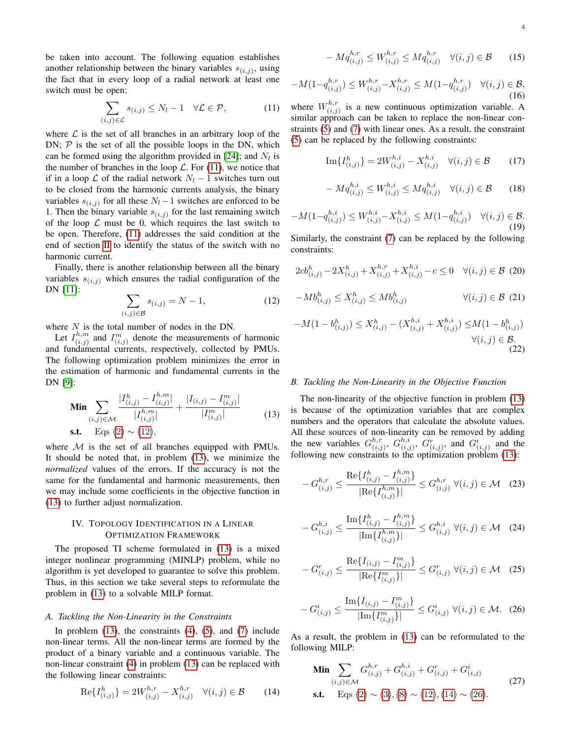be taken into account. The following equation establishes another relationship between the binary variables $s_{(i,j)}$, using the fact that in every loop of a radial network at least one switch must be open:

$$\sum_{(i,j)\in\mathcal{L}} s_{(i,j)} \leq N_l - 1 \quad \forall \mathcal{L} \in \mathcal{P}, \tag{11}$$

where $\mathcal{L}$ is the set of all branches in an arbitrary loop of the DN; $\mathcal{P}$ is the set of all the possible loops in the DN, which can be formed using the algorithm provided in [24]; and $N_l$ is the number of branches in the loop $\mathcal{L}$. For (11), we notice that if in a loop $\mathcal{L}$ of the radial network $N_l - 1$ switches turn out to be closed from the harmonic currents analysis, the binary variables $s_{(i,j)}$ for all these $N_l - 1$ switches are enforced to be 1. Then the binary variable $s_{(i,j)}$ for the last remaining switch of the loop $\mathcal{L}$ must be 0, which requires the last switch to be open. Therefore, (11) addresses the said condition at the end of section III to identify the status of the switch with no harmonic current.

Finally, there is another relationship between all the binary variables $s_{(i,j)}$ which ensures the radial configuration of the DN [11]:

$$\sum_{(i,j)\in\mathcal{B}} s_{(i,j)} = N - 1, \tag{12}$$

where $N$ is the total number of nodes in the DN.

Let $I^{h,m}_{(i,j)}$ and $I^{m}_{(i,j)}$ denote the measurements of harmonic and fundamental currents, respectively, collected by PMUs. The following optimization problem minimizes the error in the estimation of harmonic and fundamental currents in the DN [9]:

$$\begin{aligned} \textbf{Min} \quad & \sum_{(i,j)\in\mathcal{M}} \frac{|I^{h}_{(i,j)} - I^{h,m}_{(i,j)}|}{|I^{h,m}_{(i,j)}|} + \frac{|I_{(i,j)} - I^{m}_{(i,j)}|}{|I^{m}_{(i,j)}|} \\ \textbf{s.t.} \quad & \text{Eqs (2)} \sim \text{(12)}, \end{aligned} \tag{13}$$

where $\mathcal{M}$ is the set of all branches equipped with PMUs. It should be noted that, in problem (13), we minimize the *normalized* values of the errors. If the accuracy is not the same for the fundamental and harmonic measurements, then we may include some coefficients in the objective function in (13) to further adjust normalization.

## IV. Topology Identification in a Linear Optimization Framework

The proposed TI scheme formulated in (13) is a mixed integer nonlinear programming (MINLP) problem, while no algorithm is yet developed to guarantee to solve this problem. Thus, in this section we take several steps to reformulate the problem in (13) to a solvable MILP format.

### A. Tackling the Non-Linearity in the Constraints

In problem (13), the constraints (4), (5), and (7) include non-linear terms. All the non-linear terms are formed by the product of a binary variable and a continuous variable. The non-linear constraint (4) in problem (13) can be replaced with the following linear constraints:

$$\text{Re}\{I^{h}_{(i,j)}\} = 2W^{h,r}_{(i,j)} - X^{h,r}_{(i,j)} \quad \forall (i,j) \in \mathcal{B} \tag{14}$$

$$-Mq^{h,r}_{(i,j)} \leq W^{h,r}_{(i,j)} \leq Mq^{h,r}_{(i,j)} \quad \forall (i,j) \in \mathcal{B} \tag{15}$$

$$-M(1-q^{h,r}_{(i,j)}) \leq W^{h,r}_{(i,j)} - X^{h,r}_{(i,j)} \leq M(1-q^{h,r}_{(i,j)}) \quad \forall (i,j) \in \mathcal{B}, \tag{16}$$

where $W^{h,r}_{(i,j)}$ is a new continuous optimization variable. A similar approach can be taken to replace the non-linear constraints (5) and (7) with linear ones. As a result, the constraint (5) can be replaced by the following constraints:

$$\text{Im}\{I^{h}_{(i,j)}\} = 2W^{h,i}_{(i,j)} - X^{h,i}_{(i,j)} \quad \forall (i,j) \in \mathcal{B} \tag{17}$$

$$-Mq^{h,i}_{(i,j)} \leq W^{h,i}_{(i,j)} \leq Mq^{h,i}_{(i,j)} \quad \forall (i,j) \in \mathcal{B} \tag{18}$$

$$-M(1-q^{h,i}_{(i,j)}) \leq W^{h,i}_{(i,j)} - X^{h,i}_{(i,j)} \leq M(1-q^{h,i}_{(i,j)}) \quad \forall (i,j) \in \mathcal{B}. \tag{19}$$

Similarly, the constraint (7) can be replaced by the following constraints:

$$2cb^{h}_{(i,j)} - 2X^{h}_{(i,j)} + X^{h,r}_{(i,j)} + X^{h,i}_{(i,j)} - c \leq 0 \quad \forall (i,j) \in \mathcal{B} \tag{20}$$

$$-Mb^{h}_{(i,j)} \leq X^{h}_{(i,j)} \leq Mb^{h}_{(i,j)} \quad \forall (i,j) \in \mathcal{B} \tag{21}$$

$$-M(1-b^{h}_{(i,j)}) \leq X^{h}_{(i,j)} - (X^{h,i}_{(i,j)} + X^{h,i}_{(i,j)}) \leq M(1-b^{h}_{(i,j)}) \quad \forall (i,j) \in \mathcal{B}. \tag{22}$$

### B. Tackling the Non-Linearity in the Objective Function

The non-linearity of the objective function in problem (13) is because of the optimization variables that are complex numbers and the operators that calculate the absolute values. All these sources of non-linearity can be removed by adding the new variables $G^{h,r}_{(i,j)}$, $G^{h,i}_{(i,j)}$, $G^{r}_{(i,j)}$, and $G^{i}_{(i,j)}$ and the following new constraints to the optimization problem (13):

$$-G^{h,r}_{(i,j)} \leq \frac{\text{Re}\{I^{h}_{(i,j)} - I^{h,m}_{(i,j)}\}}{|\text{Re}\{I^{h,m}_{(i,j)}\}|} \leq G^{h,r}_{(i,j)} \quad \forall (i,j) \in \mathcal{M} \tag{23}$$

$$-G^{h,i}_{(i,j)} \leq \frac{\text{Im}\{I^{h}_{(i,j)} - I^{h,m}_{(i,j)}\}}{|\text{Im}\{I^{h,m}_{(i,j)}\}|} \leq G^{h,i}_{(i,j)} \quad \forall (i,j) \in \mathcal{M} \tag{24}$$

$$-G^{r}_{(i,j)} \leq \frac{\text{Re}\{I_{(i,j)} - I^{m}_{(i,j)}\}}{|\text{Re}\{I^{m}_{(i,j)}\}|} \leq G^{r}_{(i,j)} \quad \forall (i,j) \in \mathcal{M} \tag{25}$$

$$-G^{i}_{(i,j)} \leq \frac{\text{Im}\{I_{(i,j)} - I^{m}_{(i,j)}\}}{|\text{Im}\{I^{m}_{(i,j)}\}|} \leq G^{i}_{(i,j)} \quad \forall (i,j) \in \mathcal{M}. \tag{26}$$

As a result, the problem in (13) can be reformulated to the following MILP:

$$\begin{aligned} \textbf{Min} \quad & \sum_{(i,j)\in\mathcal{M}} G^{h,r}_{(i,j)} + G^{h,i}_{(i,j)} + G^{r}_{(i,j)} + G^{i}_{(i,j)} \\ \textbf{s.t.} \quad & \text{Eqs (2)} \sim \text{(3)}, \text{(8)} \sim \text{(12)}, \text{(14)} \sim \text{(26)}. \end{aligned} \tag{27}$$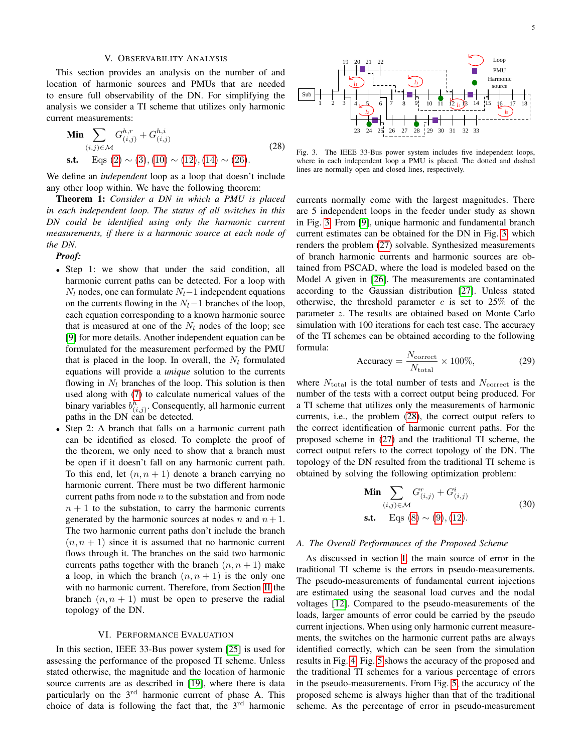## V. Observability Analysis

This section provides an analysis on the number of and location of harmonic sources and PMUs that are needed to ensure full observability of the DN. For simplifying the analysis we consider a TI scheme that utilizes only harmonic current measurements:

$$\begin{aligned} \textbf{Min} \quad & \sum_{(i,j)\in\mathcal{M}} G^{h,r}_{(i,j)} + G^{h,i}_{(i,j)} \\ \textbf{s.t.} \quad & \text{Eqs (2)} \sim \text{(3)}, \text{(10)} \sim \text{(12)}, \text{(14)} \sim \text{(26)}. \end{aligned} \tag{28}$$

We define an *independent* loop as a loop that doesn't include any other loop within. We have the following theorem:

**Theorem 1:** *Consider a DN in which a PMU is placed in each independent loop. The status of all switches in this DN could be identified using only the harmonic current measurements, if there is a harmonic source at each node of the DN.*

***Proof:***

- Step 1: we show that under the said condition, all harmonic current paths can be detected. For a loop with $N_l$ nodes, one can formulate $N_l - 1$ independent equations on the currents flowing in the $N_l - 1$ branches of the loop, each equation corresponding to a known harmonic source that is measured at one of the $N_l$ nodes of the loop; see [9] for more details. Another independent equation can be formulated for the measurement performed by the PMU that is placed in the loop. In overall, the $N_l$ formulated equations will provide a *unique* solution to the currents flowing in $N_l$ branches of the loop. This solution is then used along with (7) to calculate numerical values of the binary variables $b^h_{(i,j)}$. Consequently, all harmonic current paths in the DN can be detected.
- Step 2: A branch that falls on a harmonic current path can be identified as closed. To complete the proof of the theorem, we only need to show that a branch must be open if it doesn't fall on any harmonic current path. To this end, let $(n, n+1)$ denote a branch carrying no harmonic current. There must be two different harmonic current paths from node $n$ to the substation and from node $n+1$ to the substation, to carry the harmonic currents generated by the harmonic sources at nodes $n$ and $n+1$. The two harmonic current paths don't include the branch $(n, n+1)$ since it is assumed that no harmonic current flows through it. The branches on the said two harmonic currents paths together with the branch $(n, n+1)$ make a loop, in which the branch $(n, n+1)$ is the only one with no harmonic current. Therefore, from Section II the branch $(n, n+1)$ must be open to preserve the radial topology of the DN.

## VI. Performance Evaluation

In this section, IEEE 33-Bus power system [25] is used for assessing the performance of the proposed TI scheme. Unless stated otherwise, the magnitude and the location of harmonic source currents are as described in [19], where there is data particularly on the 3[rd] harmonic current of phase A. This choice of data is following the fact that, the 3[rd] harmonic currents normally come with the largest magnitudes. There are 5 independent loops in the feeder under study as shown in Fig. 3. From [9], unique harmonic and fundamental branch current estimates can be obtained for the DN in Fig. 3, which renders the problem (27) solvable. Synthesized measurements of branch harmonic currents and harmonic sources are obtained from PSCAD, where the load is modeled based on the Model A given in [26]. The measurements are contaminated according to the Gaussian distribution [27]. Unless stated otherwise, the threshold parameter $c$ is set to 25% of the parameter $z$. The results are obtained based on Monte Carlo simulation with 100 iterations for each test case. The accuracy of the TI schemes can be obtained according to the following formula:

$$\text{Accuracy} = \frac{N_{\text{correct}}}{N_{\text{total}}} \times 100\%, \tag{29}$$

Fig. 3. The IEEE 33-Bus power system includes five independent loops, where in each independent loop a PMU is placed. The dotted and dashed lines are normally open and closed lines, respectively.

where $N_{\text{total}}$ is the total number of tests and $N_{\text{correct}}$ is the number of the tests with a correct output being produced. For a TI scheme that utilizes only the measurements of harmonic currents, i.e., the problem (28), the correct output refers to the correct identification of harmonic current paths. For the proposed scheme in (27) and the traditional TI scheme, the correct output refers to the correct topology of the DN. The topology of the DN resulted from the traditional TI scheme is obtained by solving the following optimization problem:

$$\begin{aligned} \textbf{Min} \quad & \sum_{(i,j)\in\mathcal{M}} G^{r}_{(i,j)} + G^{i}_{(i,j)} \\ \textbf{s.t.} \quad & \text{Eqs (8)} \sim \text{(9)}, \text{(12)}. \end{aligned} \tag{30}$$

### A. The Overall Performances of the Proposed Scheme

As discussed in section I, the main source of error in the traditional TI scheme is the errors in pseudo-measurements. The pseudo-measurements of fundamental current injections are estimated using the seasonal load curves and the nodal voltages [12]. Compared to the pseudo-measurements of the loads, larger amounts of error could be carried by the pseudo current injections. When using only harmonic current measurements, the switches on the harmonic current paths are always identified correctly, which can be seen from the simulation results in Fig. 4. Fig. 5 shows the accuracy of the proposed and the traditional TI schemes for a various percentage of errors in the pseudo-measurements. From Fig. 5, the accuracy of the proposed scheme is always higher than that of the traditional scheme. As the percentage of error in pseudo-measurement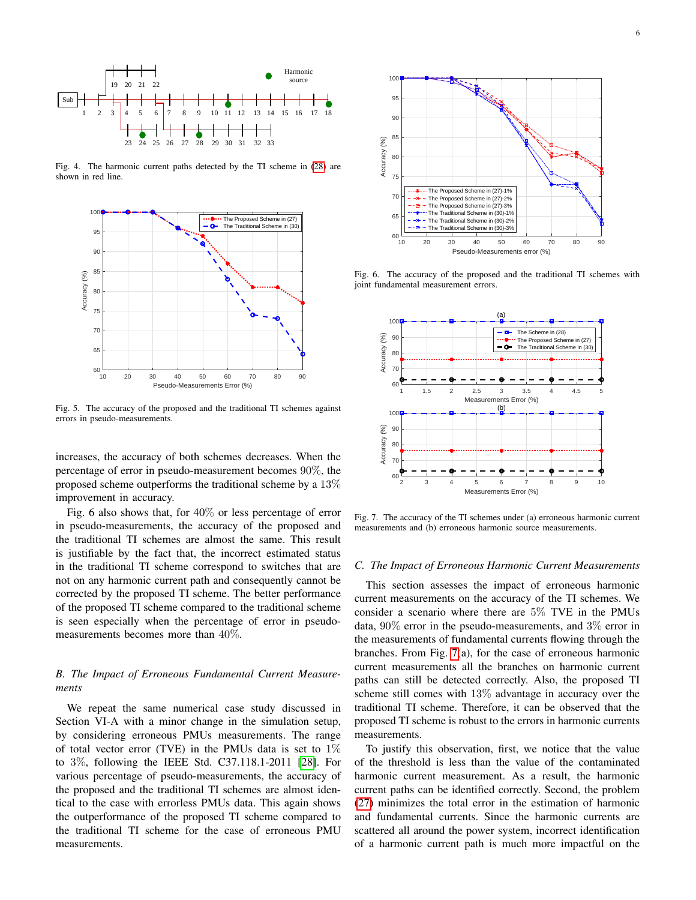Fig. 4. The harmonic current paths detected by the TI scheme in (28) are shown in red line.

Fig. 5. The accuracy of the proposed and the traditional TI schemes against errors in pseudo-measurements.

increases, the accuracy of both schemes decreases. When the percentage of error in pseudo-measurement becomes 90%, the proposed scheme outperforms the traditional scheme by a 13% improvement in accuracy.

Fig. 6 also shows that, for 40% or less percentage of error in pseudo-measurements, the accuracy of the proposed and the traditional TI schemes are almost the same. This result is justifiable by the fact that, the incorrect estimated status in the traditional TI scheme correspond to switches that are not on any harmonic current path and consequently cannot be corrected by the proposed TI scheme. The better performance of the proposed TI scheme compared to the traditional scheme is seen especially when the percentage of error in pseudo-measurements becomes more than 40%.

### *B. The Impact of Erroneous Fundamental Current Measurements*

We repeat the same numerical case study discussed in Section VI-A with a minor change in the simulation setup, by considering erroneous PMUs measurements. The range of total vector error (TVE) in the PMUs data is set to 1% to 3%, following the IEEE Std. C37.118.1-2011 [28]. For various percentage of pseudo-measurements, the accuracy of the proposed and the traditional TI schemes are almost identical to the case with errorless PMUs data. This again shows the outperformance of the proposed TI scheme compared to the traditional TI scheme for the case of erroneous PMU measurements.

Fig. 6. The accuracy of the proposed and the traditional TI schemes with joint fundamental measurement errors.

Fig. 7. The accuracy of the TI schemes under (a) erroneous harmonic current measurements and (b) erroneous harmonic source measurements.

### *C. The Impact of Erroneous Harmonic Current Measurements*

This section assesses the impact of erroneous harmonic current measurements on the accuracy of the TI schemes. We consider a scenario where there are 5% TVE in the PMUs data, 90% error in the pseudo-measurements, and 3% error in the measurements of fundamental currents flowing through the branches. From Fig. 7(a), for the case of erroneous harmonic current measurements all the branches on harmonic current paths can still be detected correctly. Also, the proposed TI scheme still comes with 13% advantage in accuracy over the traditional TI scheme. Therefore, it can be observed that the proposed TI scheme is robust to the errors in harmonic currents measurements.

To justify this observation, first, we notice that the value of the threshold is less than the value of the contaminated harmonic current measurement. As a result, the harmonic current paths can be identified correctly. Second, the problem (27) minimizes the total error in the estimation of harmonic and fundamental currents. Since the harmonic currents are scattered all around the power system, incorrect identification of a harmonic current path is much more impactful on the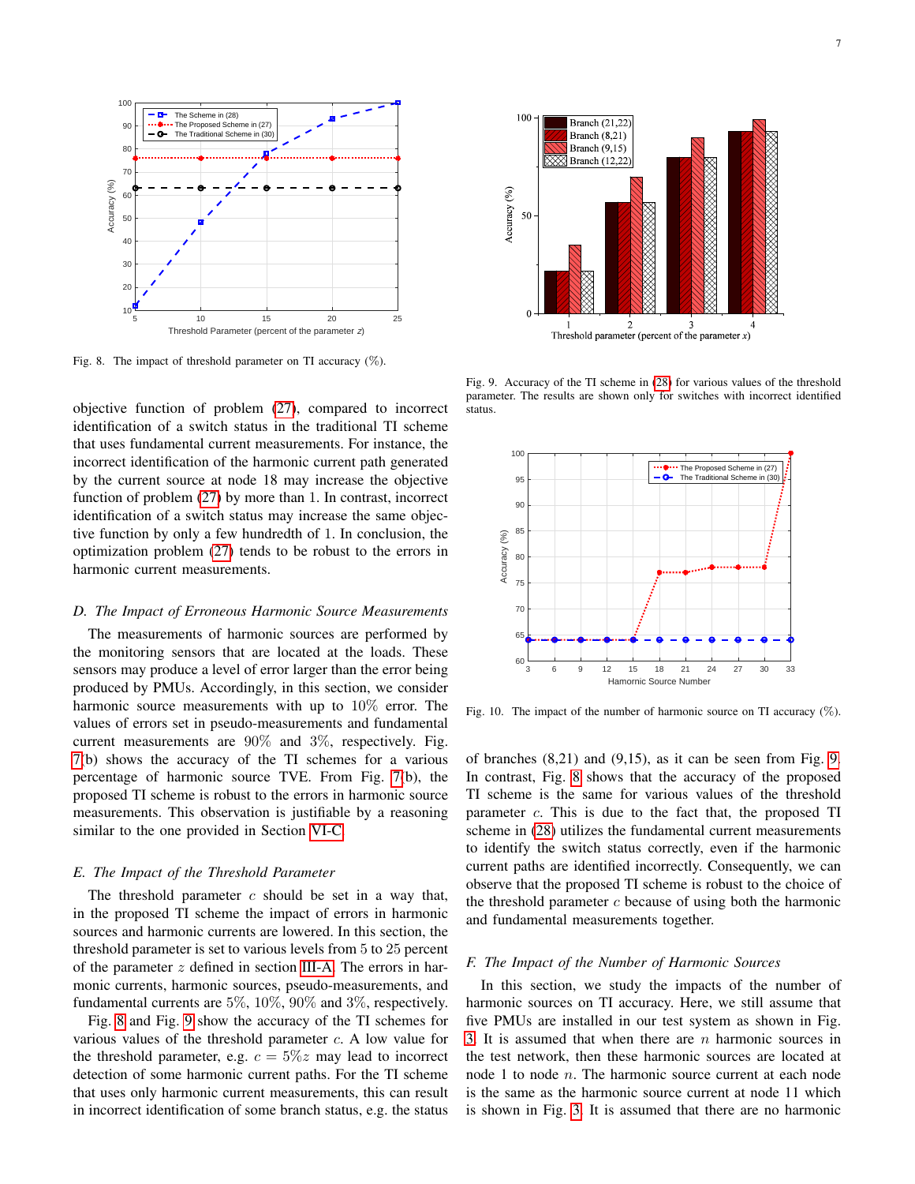Fig. 8. The impact of threshold parameter on TI accuracy $(\%)$.

Fig. 9. Accuracy of the TI scheme in [28] for various values of the threshold parameter. The results are shown only for switches with incorrect identified status.

objective function of problem (27), compared to incorrect identification of a switch status in the traditional TI scheme that uses fundamental current measurements. For instance, the incorrect identification of the harmonic current path generated by the current source at node 18 may increase the objective function of problem (27) by more than 1. In contrast, incorrect identification of a switch status may increase the same objective function by only a few hundredth of 1. In conclusion, the optimization problem (27) tends to be robust to the errors in harmonic current measurements.

### *D. The Impact of Erroneous Harmonic Source Measurements*

The measurements of harmonic sources are performed by the monitoring sensors that are located at the loads. These sensors may produce a level of error larger than the error being produced by PMUs. Accordingly, in this section, we consider harmonic source measurements with up to $10\%$ error. The values of errors set in pseudo-measurements and fundamental current measurements are $90\%$ and $3\%$, respectively. Fig. 7(b) shows the accuracy of the TI schemes for a various percentage of harmonic source TVE. From Fig. 7(b), the proposed TI scheme is robust to the errors in harmonic source measurements. This observation is justifiable by a reasoning similar to the one provided in Section VI-C.

### *E. The Impact of the Threshold Parameter*

The threshold parameter $c$ should be set in a way that, in the proposed TI scheme the impact of errors in harmonic sources and harmonic currents are lowered. In this section, the threshold parameter is set to various levels from 5 to 25 percent of the parameter $z$ defined in section III-A. The errors in harmonic currents, harmonic sources, pseudo-measurements, and fundamental currents are $5\%$, $10\%$, $90\%$ and $3\%$, respectively.

Fig. 8 and Fig. 9 show the accuracy of the TI schemes for various values of the threshold parameter $c$. A low value for the threshold parameter, e.g. $c = 5\%z$ may lead to incorrect detection of some harmonic current paths. For the TI scheme that uses only harmonic current measurements, this can result in incorrect identification of some branch status, e.g. the status of branches (8,21) and (9,15), as it can be seen from Fig. 9. In contrast, Fig. 8 shows that the accuracy of the proposed TI scheme is the same for various values of the threshold parameter $c$. This is due to the fact that, the proposed TI scheme in (28) utilizes the fundamental current measurements to identify the switch status correctly, even if the harmonic current paths are identified incorrectly. Consequently, we can observe that the proposed TI scheme is robust to the choice of the threshold parameter $c$ because of using both the harmonic and fundamental measurements together.

Fig. 10. The impact of the number of harmonic source on TI accuracy $(\%)$.

### *F. The Impact of the Number of Harmonic Sources*

In this section, we study the impacts of the number of harmonic sources on TI accuracy. Here, we still assume that five PMUs are installed in our test system as shown in Fig. 3. It is assumed that when there are $n$ harmonic sources in the test network, then these harmonic sources are located at node 1 to node $n$. The harmonic source current at each node is the same as the harmonic source current at node 11 which is shown in Fig. 3. It is assumed that there are no harmonic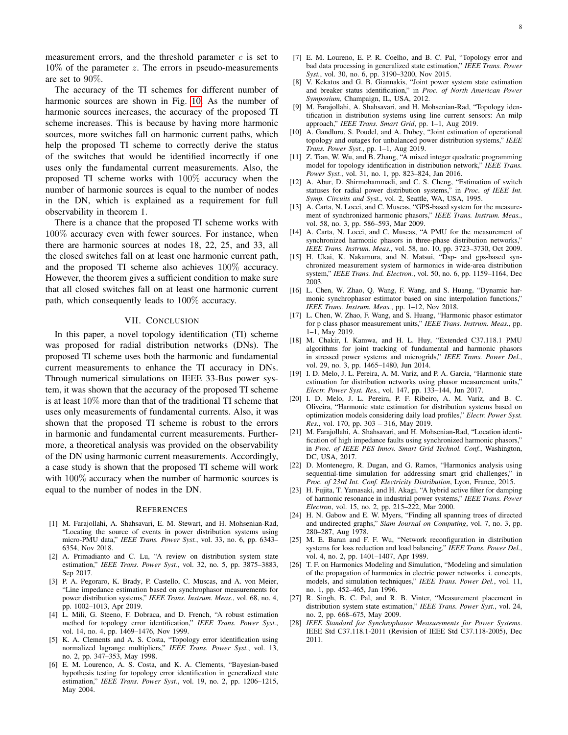measurement errors, and the threshold parameter $c$ is set to $10\%$ of the parameter $z$. The errors in pseudo-measurements are set to $90\%$.

The accuracy of the TI schemes for different number of harmonic sources are shown in Fig. 10. As the number of harmonic sources increases, the accuracy of the proposed TI scheme increases. This is because by having more harmonic sources, more switches fall on harmonic current paths, which help the proposed TI scheme to correctly derive the status of the switches that would be identified incorrectly if one uses only the fundamental current measurements. Also, the proposed TI scheme works with $100\%$ accuracy when the number of harmonic sources is equal to the number of nodes in the DN, which is explained as a requirement for full observability in theorem 1.

There is a chance that the proposed TI scheme works with $100\%$ accuracy even with fewer sources. For instance, when there are harmonic sources at nodes 18, 22, 25, and 33, all the closed switches fall on at least one harmonic current path, and the proposed TI scheme also achieves $100\%$ accuracy. However, the theorem gives a sufficient condition to make sure that all closed switches fall on at least one harmonic current path, which consequently leads to $100\%$ accuracy.

## VII. Conclusion

In this paper, a novel topology identification (TI) scheme was proposed for radial distribution networks (DNs). The proposed TI scheme uses both the harmonic and fundamental current measurements to enhance the TI accuracy in DNs. Through numerical simulations on IEEE 33-Bus power system, it was shown that the accuracy of the proposed TI scheme is at least $10\%$ more than that of the traditional TI scheme that uses only measurements of fundamental currents. Also, it was shown that the proposed TI scheme is robust to the errors in harmonic and fundamental current measurements. Furthermore, a theoretical analysis was provided on the observability of the DN using harmonic current measurements. Accordingly, a case study is shown that the proposed TI scheme will work with $100\%$ accuracy when the number of harmonic sources is equal to the number of nodes in the DN.

## References

[1] M. Farajollahi, A. Shahsavari, E. M. Stewart, and H. Mohsenian-Rad, "Locating the source of events in power distribution systems using micro-PMU data," *IEEE Trans. Power Syst.*, vol. 33, no. 6, pp. 6343–6354, Nov 2018.

[2] A. Primadianto and C. Lu, "A review on distribution system state estimation," *IEEE Trans. Power Syst.*, vol. 32, no. 5, pp. 3875–3883, Sep 2017.

[3] P. A. Pegoraro, K. Brady, P. Castello, C. Muscas, and A. von Meier, "Line impedance estimation based on synchrophasor measurements for power distribution systems," *IEEE Trans. Instrum. Meas.*, vol. 68, no. 4, pp. 1002–1013, Apr 2019.

[4] L. Mili, G. Steeno, F. Dobraca, and D. French, "A robust estimation method for topology error identification," *IEEE Trans. Power Syst.*, vol. 14, no. 4, pp. 1469–1476, Nov 1999.

[5] K. A. Clements and A. S. Costa, "Topology error identification using normalized lagrange multipliers," *IEEE Trans. Power Syst.*, vol. 13, no. 2, pp. 347–353, May 1998.

[6] E. M. Lourenco, A. S. Costa, and K. A. Clements, "Bayesian-based hypothesis testing for topology error identification in generalized state estimation," *IEEE Trans. Power Syst.*, vol. 19, no. 2, pp. 1206–1215, May 2004.

[7] E. M. Loureno, E. P. R. Coelho, and B. C. Pal, "Topology error and bad data processing in generalized state estimation," *IEEE Trans. Power Syst.*, vol. 30, no. 6, pp. 3190–3200, Nov 2015.

[8] V. Kekatos and G. B. Giannakis, "Joint power system state estimation and breaker status identification," in *Proc. of North American Power Symposium*, Champaign, IL, USA, 2012.

[9] M. Farajollahi, A. Shahsavari, and H. Mohsenian-Rad, "Topology identification in distribution systems using line current sensors: An milp approach," *IEEE Trans. Smart Grid*, pp. 1–1, Aug 2019.

[10] A. Gandluru, S. Poudel, and A. Dubey, "Joint estimation of operational topology and outages for unbalanced power distribution systems," *IEEE Trans. Power Syst.*, pp. 1–1, Aug 2019.

[11] Z. Tian, W. Wu, and B. Zhang, "A mixed integer quadratic programming model for topology identification in distribution network," *IEEE Trans. Power Syst.*, vol. 31, no. 1, pp. 823–824, Jan 2016.

[12] A. Abur, D. Shirmohammadi, and C. S. Cheng, "Estimation of switch statuses for radial power distribution systems," in *Proc. of IEEE Int. Symp. Circuits and Syst.*, vol. 2, Seattle, WA, USA, 1995.

[13] A. Carta, N. Locci, and C. Muscas, "GPS-based system for the measurement of synchronized harmonic phasors," *IEEE Trans. Instrum. Meas.*, vol. 58, no. 3, pp. 586–593, Mar 2009.

[14] A. Carta, N. Locci, and C. Muscas, "A PMU for the measurement of synchronized harmonic phasors in three-phase distribution networks," *IEEE Trans. Instrum. Meas.*, vol. 58, no. 10, pp. 3723–3730, Oct 2009.

[15] H. Ukai, K. Nakamura, and N. Matsui, "Dsp- and gps-based synchronized measurement system of harmonics in wide-area distribution system," *IEEE Trans. Ind. Electron.*, vol. 50, no. 6, pp. 1159–1164, Dec 2003.

[16] L. Chen, W. Zhao, Q. Wang, F. Wang, and S. Huang, "Dynamic harmonic synchrophasor estimator based on sinc interpolation functions," *IEEE Trans. Instrum. Meas.*, pp. 1–12, Nov 2018.

[17] L. Chen, W. Zhao, F. Wang, and S. Huang, "Harmonic phasor estimator for p class phasor measurement units," *IEEE Trans. Instrum. Meas.*, pp. 1–1, May 2019.

[18] M. Chakir, I. Kamwa, and H. L. Huy, "Extended C37.118.1 PMU algorithms for joint tracking of fundamental and harmonic phasors in stressed power systems and microgrids," *IEEE Trans. Power Del.*, vol. 29, no. 3, pp. 1465–1480, Jun 2014.

[19] I. D. Melo, J. L. Pereira, A. M. Variz, and P. A. Garcia, "Harmonic state estimation for distribution networks using phasor measurement units," *Electr. Power Syst. Res.*, vol. 147, pp. 133–144, Jun 2017.

[20] I. D. Melo, J. L. Pereira, P. F. Ribeiro, A. M. Variz, and B. C. Oliveira, "Harmonic state estimation for distribution systems based on optimization models considering daily load profiles," *Electr. Power Syst. Res.*, vol. 170, pp. 303 – 316, May 2019.

[21] M. Farajollahi, A. Shahsavari, and H. Mohsenian-Rad, "Location identification of high impedance faults using synchronized harmonic phasors," in *Proc. of IEEE PES Innov. Smart Grid Technol. Conf.*, Washington, DC, USA, 2017.

[22] D. Montenegro, R. Dugan, and G. Ramos, "Harmonics analysis using sequential-time simulation for addressing smart grid challenges," in *Proc. of 23rd Int. Conf. Electricity Distribution*, Lyon, France, 2015.

[23] H. Fujita, T. Yamasaki, and H. Akagi, "A hybrid active filter for damping of harmonic resonance in industrial power systems," *IEEE Trans. Power Electron*, vol. 15, no. 2, pp. 215–222, Mar 2000.

[24] H. N. Gabow and E. W. Myers, "Finding all spanning trees of directed and undirected graphs," *Siam Journal on Computing*, vol. 7, no. 3, pp. 280–287, Aug 1978.

[25] M. E. Baran and F. F. Wu, "Network reconfiguration in distribution systems for loss reduction and load balancing," *IEEE Trans. Power Del.*, vol. 4, no. 2, pp. 1401–1407, Apr 1989.

[26] T. F. on Harmonics Modeling and Simulation, "Modeling and simulation of the propagation of harmonics in electric power networks. i. concepts, models, and simulation techniques," *IEEE Trans. Power Del.*, vol. 11, no. 1, pp. 452–465, Jan 1996.

[27] R. Singh, B. C. Pal, and R. B. Vinter, "Measurement placement in distribution system state estimation," *IEEE Trans. Power Syst.*, vol. 24, no. 2, pp. 668–675, May 2009.

[28] *IEEE Standard for Synchrophasor Measurements for Power Systems*. IEEE Std C37.118.1-2011 (Revision of IEEE Std C37.118-2005), Dec 2011.